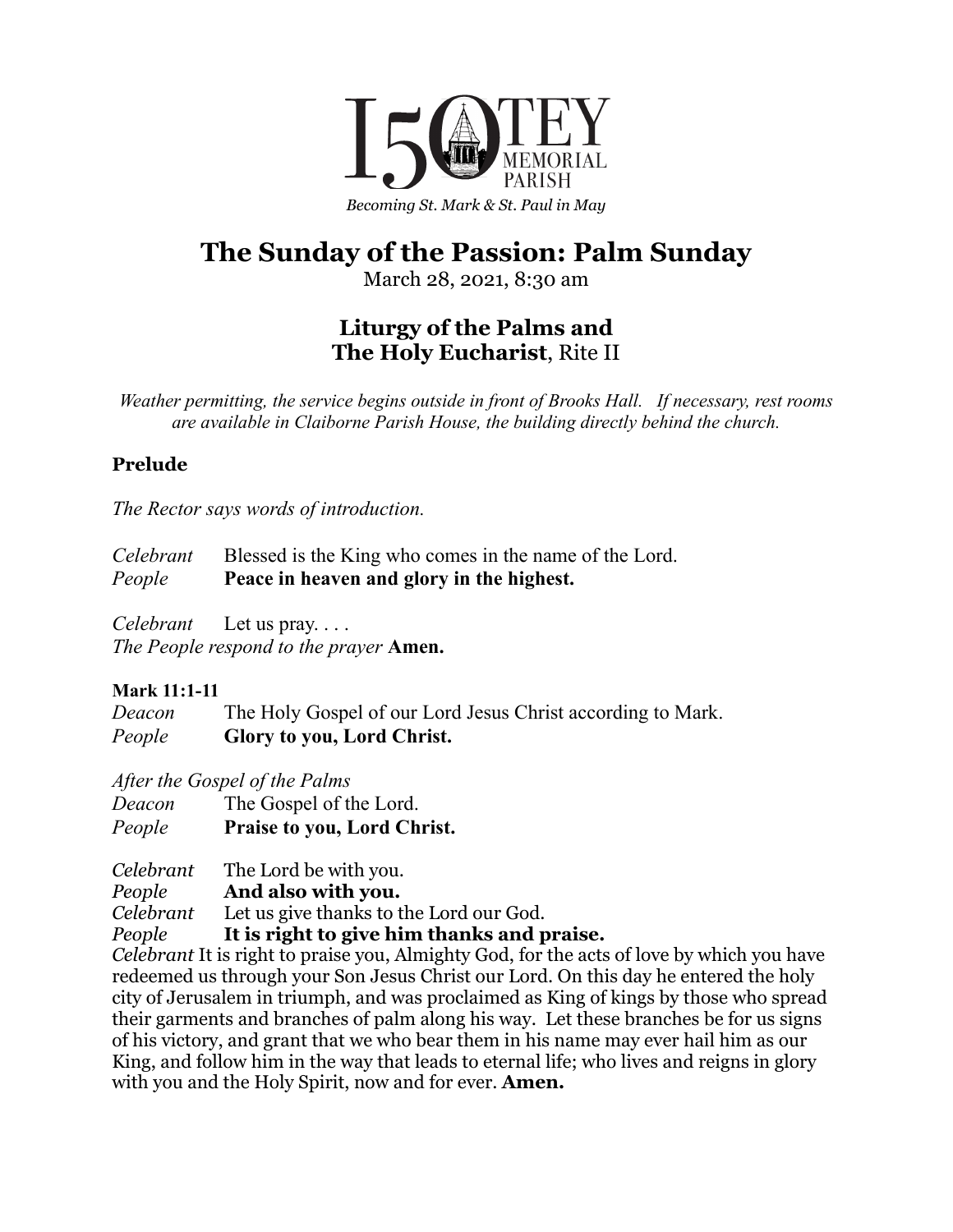150 TEY MEMORIAL PARISH

*Becoming St. Mark & St. Paul in May*

# The Sunday of the Passion: Palm Sunday

March 28, 2021, 8:30 am

## Liturgy of the Palms and The Holy Eucharist, Rite II

*Weather permitting, the service begins outside in front of Brooks Hall. If necessary, rest rooms are available in Claiborne Parish House, the building directly behind the church.*

### Prelude

*The Rector says words of introduction.*

*Celebrant* Blessed is the King who comes in the name of the Lord.
*People* **Peace in heaven and glory in the highest.**

*Celebrant* Let us pray. . . .
*The People respond to the prayer* **Amen.**

**Mark 11:1-11**
*Deacon* The Holy Gospel of our Lord Jesus Christ according to Mark.
*People* **Glory to you, Lord Christ.**

*After the Gospel of the Palms*
*Deacon* The Gospel of the Lord.
*People* **Praise to you, Lord Christ.**

*Celebrant* The Lord be with you.
*People* **And also with you.**
*Celebrant* Let us give thanks to the Lord our God.
*People* **It is right to give him thanks and praise.**
*Celebrant* It is right to praise you, Almighty God, for the acts of love by which you have redeemed us through your Son Jesus Christ our Lord. On this day he entered the holy city of Jerusalem in triumph, and was proclaimed as King of kings by those who spread their garments and branches of palm along his way. Let these branches be for us signs of his victory, and grant that we who bear them in his name may ever hail him as our King, and follow him in the way that leads to eternal life; who lives and reigns in glory with you and the Holy Spirit, now and for ever. **Amen.**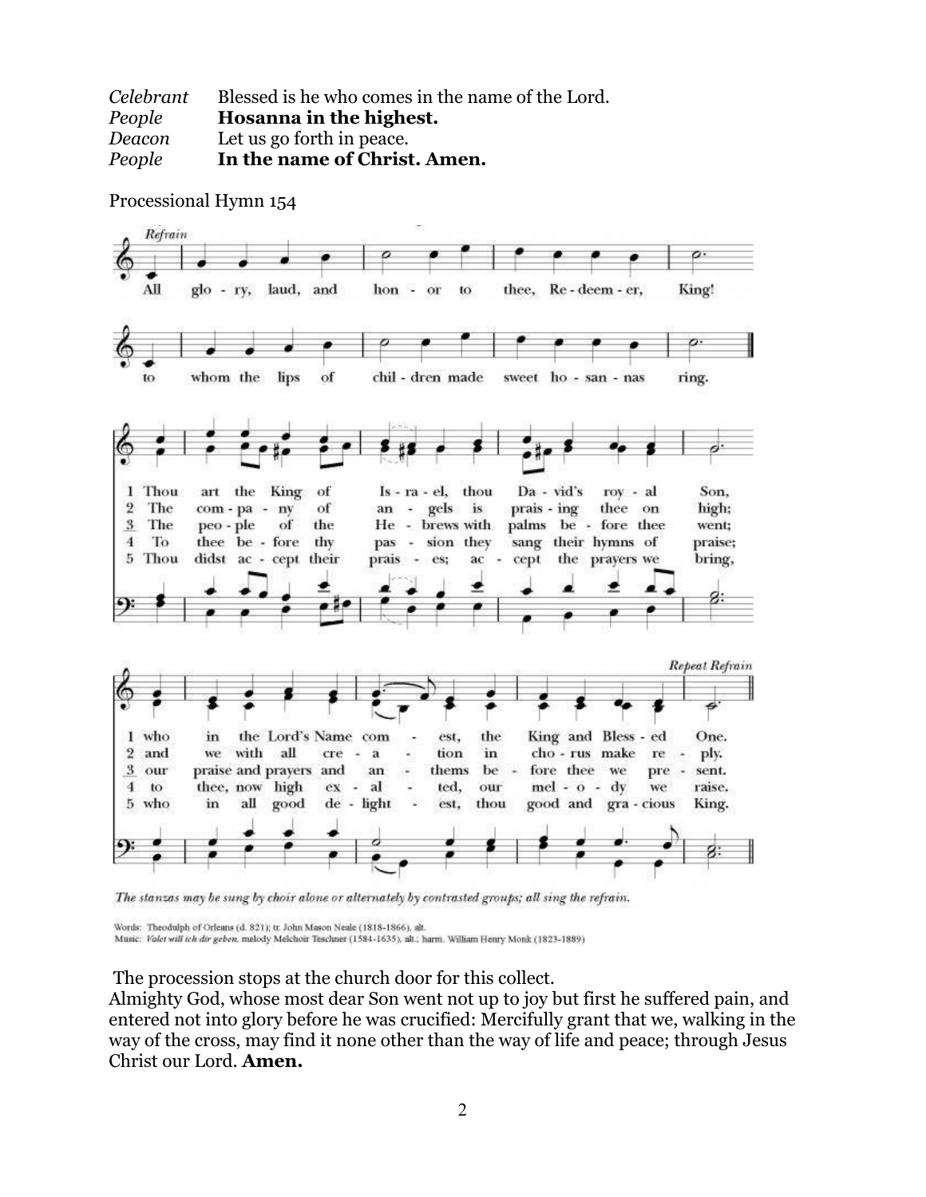| | |
|---|---|
| *Celebrant* | Blessed is he who comes in the name of the Lord. |
| *People* | **Hosanna in the highest.** |
| *Deacon* | Let us go forth in peace. |
| *People* | **In the name of Christ. Amen.** |

Processional Hymn 154

*Refrain*

All glo - ry, laud, and hon - or to thee, Re - deem - er, King! to whom the lips of chil - dren made sweet ho - san - nas ring.

1 Thou art the King of Is - ra - el, thou Da - vid's roy - al Son, who in the Lord's Name com - est, the King and Bless - ed One.

2 The com - pa - ny of an - gels is prais - ing thee on high; and we with all cre - a - tion in cho - rus make re - ply.

3 The peo - ple of the He - brews with palms be - fore thee went; our praise and prayers and an - thems be - fore thee we pre - sent.

4 To thee be - fore thy pas - sion they sang their hymns of praise; to thee, now high ex - al - ted, our mel - o - dy we raise.

5 Thou didst ac - cept their prais - es; ac - cept the prayers we bring, who in all good de - light - est, thou good and gra - cious King.

*Repeat Refrain*

*The stanzas may be sung by choir alone or alternately by contrasted groups; all sing the refrain.*

Words: Theodulph of Orleans (d. 821); tr. John Mason Neale (1818-1866), alt.
Music: *Valet will ich dir geben*, melody Melchoir Teschner (1584-1635), alt.; harm. William Henry Monk (1823-1889)

The procession stops at the church door for this collect.

Almighty God, whose most dear Son went not up to joy but first he suffered pain, and entered not into glory before he was crucified: Mercifully grant that we, walking in the way of the cross, may find it none other than the way of life and peace; through Jesus Christ our Lord. **Amen.**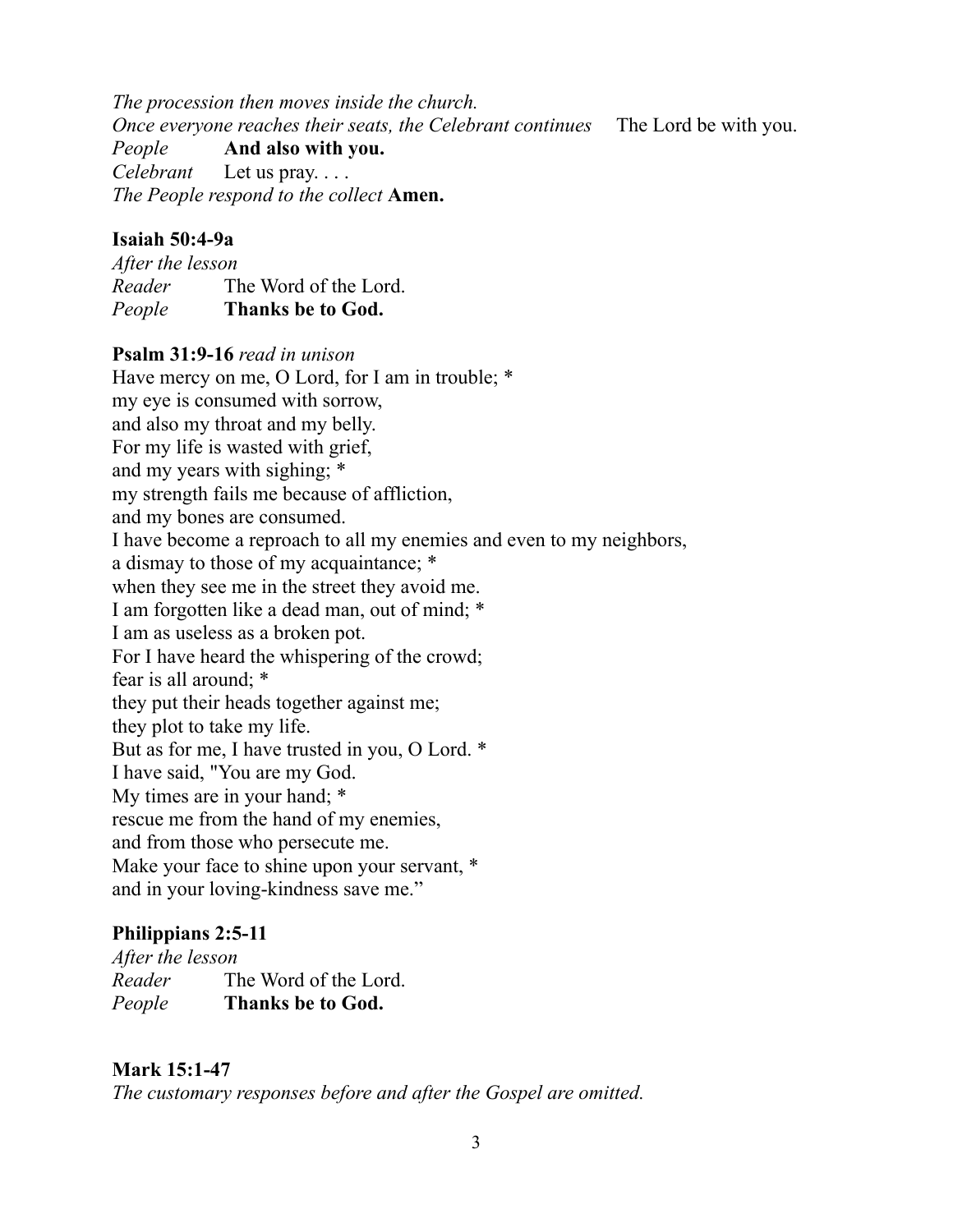*The procession then moves inside the church.*
*Once everyone reaches their seats, the Celebrant continues* The Lord be with you.
*People* **And also with you.**
*Celebrant* Let us pray. . . .
*The People respond to the collect* **Amen.**

**Isaiah 50:4-9a**
*After the lesson*
*Reader* The Word of the Lord.
*People* **Thanks be to God.**

**Psalm 31:9-16** *read in unison*
Have mercy on me, O Lord, for I am in trouble; *
my eye is consumed with sorrow,
and also my throat and my belly.
For my life is wasted with grief,
and my years with sighing; *
my strength fails me because of affliction,
and my bones are consumed.
I have become a reproach to all my enemies and even to my neighbors,
a dismay to those of my acquaintance; *
when they see me in the street they avoid me.
I am forgotten like a dead man, out of mind; *
I am as useless as a broken pot.
For I have heard the whispering of the crowd;
fear is all around; *
they put their heads together against me;
they plot to take my life.
But as for me, I have trusted in you, O Lord. *
I have said, "You are my God.
My times are in your hand; *
rescue me from the hand of my enemies,
and from those who persecute me.
Make your face to shine upon your servant, *
and in your loving-kindness save me."

**Philippians 2:5-11**
*After the lesson*
*Reader* The Word of the Lord.
*People* **Thanks be to God.**

**Mark 15:1-47**
*The customary responses before and after the Gospel are omitted.*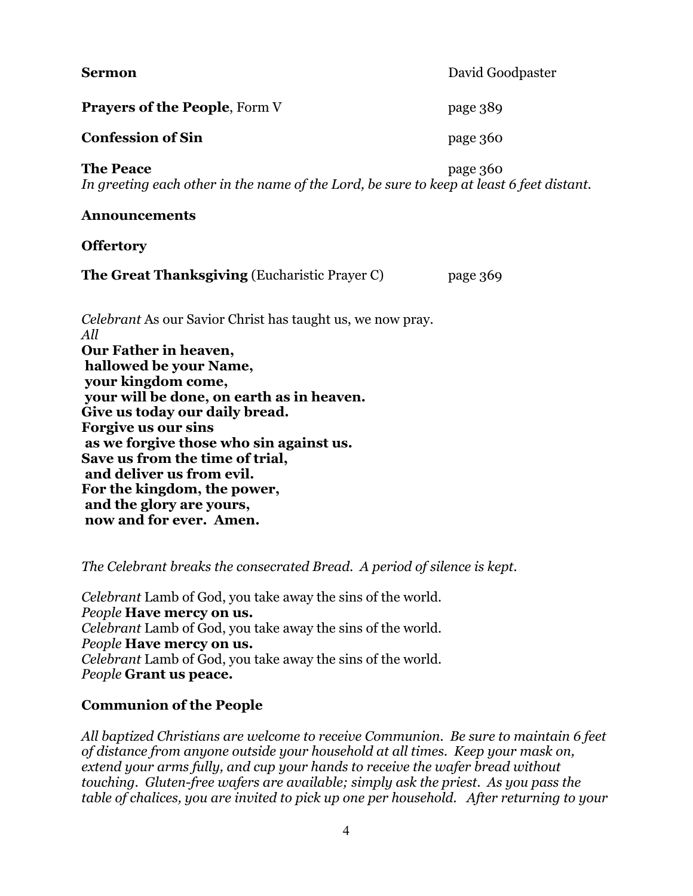**Sermon** David Goodpaster

**Prayers of the People**, Form V page 389

**Confession of Sin** page 360

**The Peace** page 360
*In greeting each other in the name of the Lord, be sure to keep at least 6 feet distant.*

**Announcements**

**Offertory**

**The Great Thanksgiving** (Eucharistic Prayer C) page 369

*Celebrant* As our Savior Christ has taught us, we now pray.
*All*
**Our Father in heaven,**
**hallowed be your Name,**
**your kingdom come,**
**your will be done, on earth as in heaven.**
**Give us today our daily bread.**
**Forgive us our sins**
**as we forgive those who sin against us.**
**Save us from the time of trial,**
**and deliver us from evil.**
**For the kingdom, the power,**
**and the glory are yours,**
**now and for ever. Amen.**

*The Celebrant breaks the consecrated Bread. A period of silence is kept.*

*Celebrant* Lamb of God, you take away the sins of the world.
*People* **Have mercy on us.**
*Celebrant* Lamb of God, you take away the sins of the world.
*People* **Have mercy on us.**
*Celebrant* Lamb of God, you take away the sins of the world.
*People* **Grant us peace.**

**Communion of the People**

*All baptized Christians are welcome to receive Communion. Be sure to maintain 6 feet of distance from anyone outside your household at all times. Keep your mask on, extend your arms fully, and cup your hands to receive the wafer bread without touching. Gluten-free wafers are available; simply ask the priest. As you pass the table of chalices, you are invited to pick up one per household. After returning to your*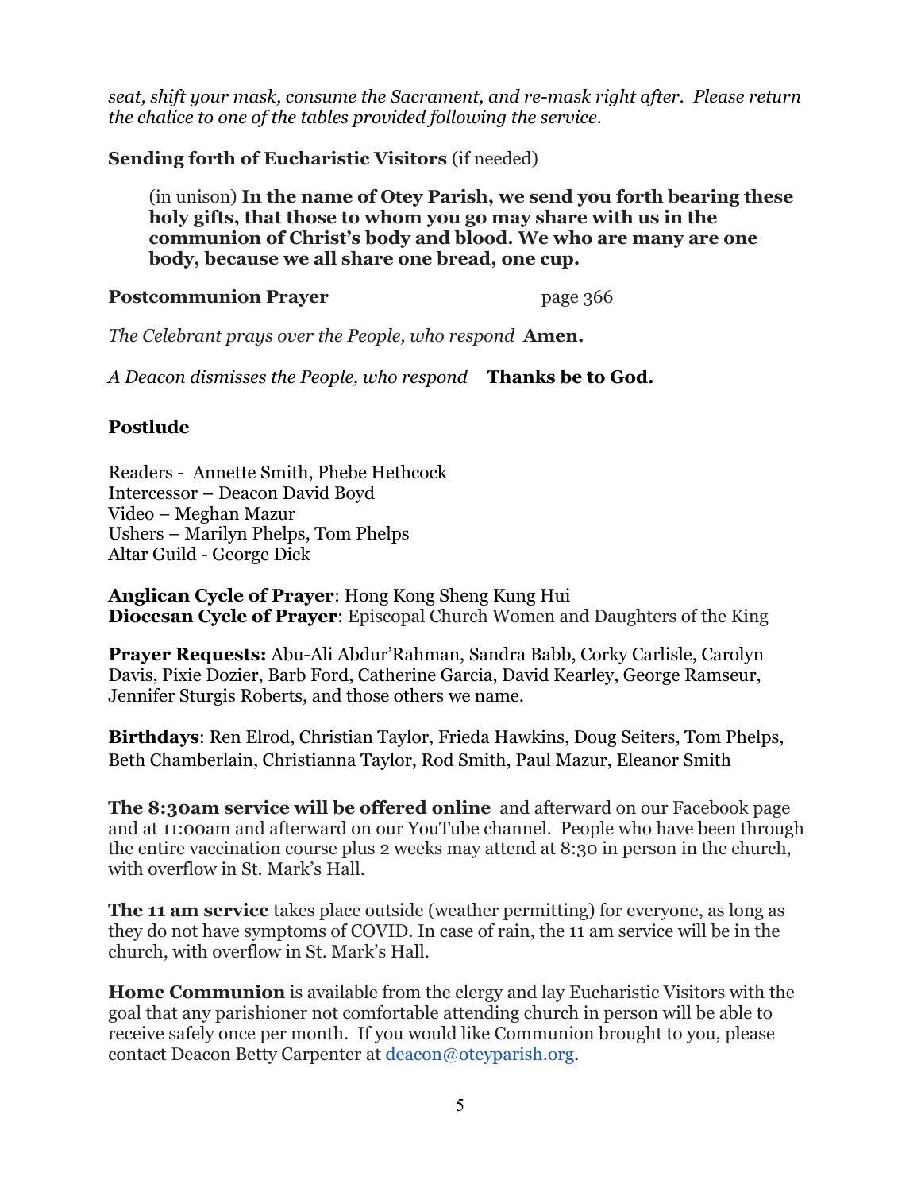*seat, shift your mask, consume the Sacrament, and re-mask right after. Please return the chalice to one of the tables provided following the service.*

**Sending forth of Eucharistic Visitors** (if needed)

> (in unison) **In the name of Otey Parish, we send you forth bearing these holy gifts, that those to whom you go may share with us in the communion of Christ's body and blood. We who are many are one body, because we all share one bread, one cup.**

**Postcommunion Prayer** page 366

*The Celebrant prays over the People, who respond* **Amen.**

*A Deacon dismisses the People, who respond* **Thanks be to God.**

**Postlude**

Readers - Annette Smith, Phebe Hethcock
Intercessor – Deacon David Boyd
Video – Meghan Mazur
Ushers – Marilyn Phelps, Tom Phelps
Altar Guild - George Dick

**Anglican Cycle of Prayer**: Hong Kong Sheng Kung Hui
**Diocesan Cycle of Prayer**: Episcopal Church Women and Daughters of the King

**Prayer Requests:** Abu-Ali Abdur'Rahman, Sandra Babb, Corky Carlisle, Carolyn Davis, Pixie Dozier, Barb Ford, Catherine Garcia, David Kearley, George Ramseur, Jennifer Sturgis Roberts, and those others we name.

**Birthdays**: Ren Elrod, Christian Taylor, Frieda Hawkins, Doug Seiters, Tom Phelps, Beth Chamberlain, Christianna Taylor, Rod Smith, Paul Mazur, Eleanor Smith

**The 8:30am service will be offered online** and afterward on our Facebook page and at 11:00am and afterward on our YouTube channel. People who have been through the entire vaccination course plus 2 weeks may attend at 8:30 in person in the church, with overflow in St. Mark's Hall.

**The 11 am service** takes place outside (weather permitting) for everyone, as long as they do not have symptoms of COVID. In case of rain, the 11 am service will be in the church, with overflow in St. Mark's Hall.

**Home Communion** is available from the clergy and lay Eucharistic Visitors with the goal that any parishioner not comfortable attending church in person will be able to receive safely once per month. If you would like Communion brought to you, please contact Deacon Betty Carpenter at deacon@oteyparish.org.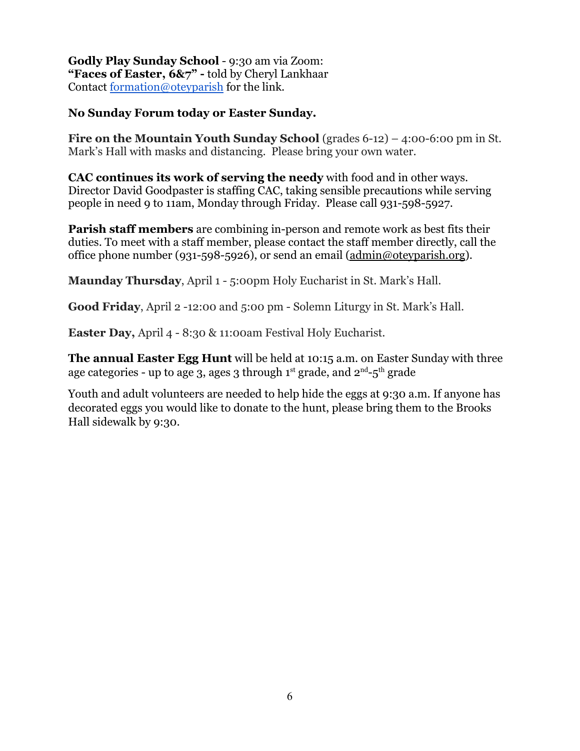**Godly Play Sunday School** - 9:30 am via Zoom:
**"Faces of Easter, 6&7" -** told by Cheryl Lankhaar
Contact formation@oteyparish for the link.

**No Sunday Forum today or Easter Sunday.**

**Fire on the Mountain Youth Sunday School** (grades 6-12) – 4:00-6:00 pm in St. Mark's Hall with masks and distancing. Please bring your own water.

**CAC continues its work of serving the needy** with food and in other ways. Director David Goodpaster is staffing CAC, taking sensible precautions while serving people in need 9 to 11am, Monday through Friday. Please call 931-598-5927.

**Parish staff members** are combining in-person and remote work as best fits their duties. To meet with a staff member, please contact the staff member directly, call the office phone number (931-598-5926), or send an email (admin@oteyparish.org).

**Maunday Thursday**, April 1 - 5:00pm Holy Eucharist in St. Mark's Hall.

**Good Friday**, April 2 -12:00 and 5:00 pm - Solemn Liturgy in St. Mark's Hall.

**Easter Day,** April 4 - 8:30 & 11:00am Festival Holy Eucharist.

**The annual Easter Egg Hunt** will be held at 10:15 a.m. on Easter Sunday with three age categories - up to age 3, ages 3 through 1st grade, and 2nd-5th grade

Youth and adult volunteers are needed to help hide the eggs at 9:30 a.m. If anyone has decorated eggs you would like to donate to the hunt, please bring them to the Brooks Hall sidewalk by 9:30.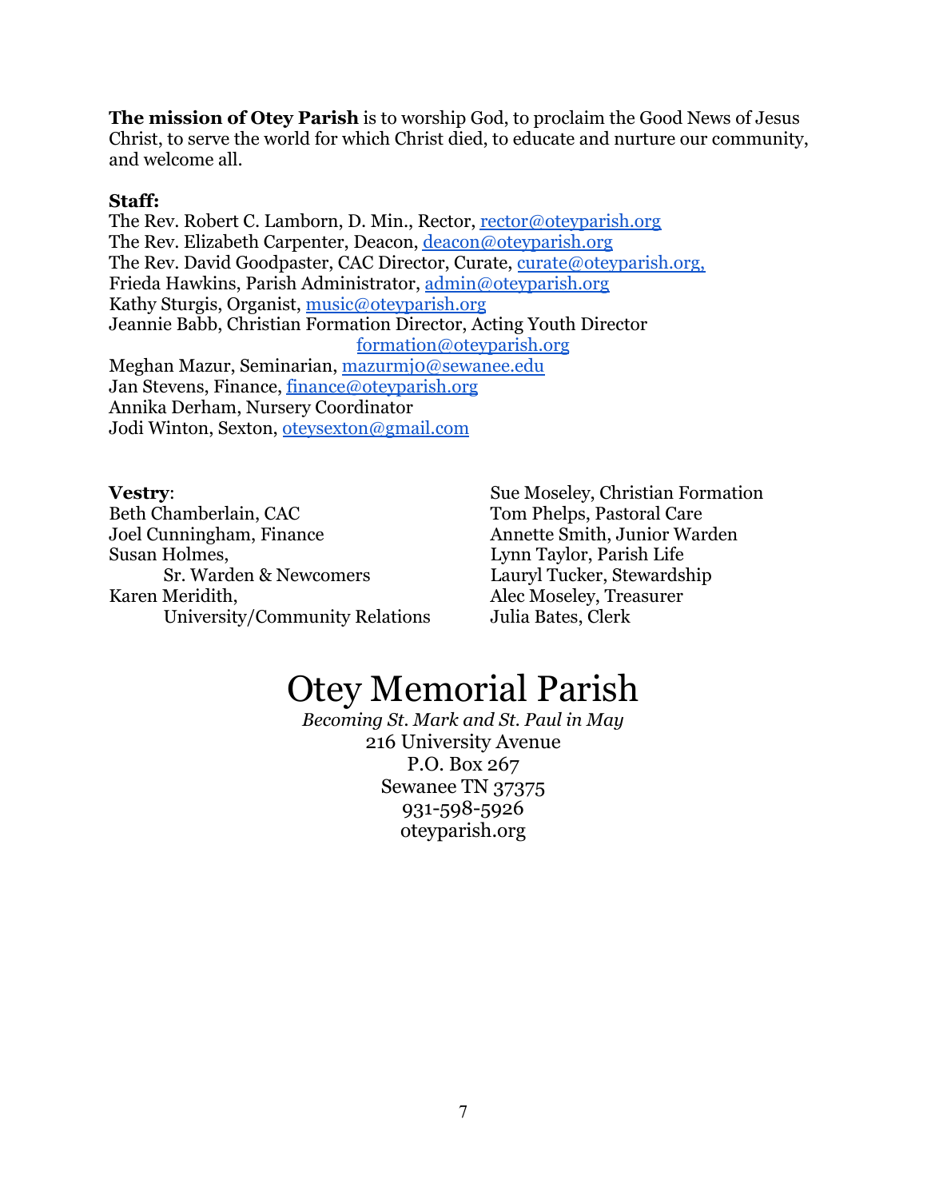**The mission of Otey Parish** is to worship God, to proclaim the Good News of Jesus Christ, to serve the world for which Christ died, to educate and nurture our community, and welcome all.

**Staff:**

The Rev. Robert C. Lamborn, D. Min., Rector, rector@oteyparish.org
The Rev. Elizabeth Carpenter, Deacon, deacon@oteyparish.org
The Rev. David Goodpaster, CAC Director, Curate, curate@oteyparish.org,
Frieda Hawkins, Parish Administrator, admin@oteyparish.org
Kathy Sturgis, Organist, music@oteyparish.org
Jeannie Babb, Christian Formation Director, Acting Youth Director
formation@oteyparish.org
Meghan Mazur, Seminarian, mazurmj0@sewanee.edu
Jan Stevens, Finance, finance@oteyparish.org
Annika Derham, Nursery Coordinator
Jodi Winton, Sexton, oteysexton@gmail.com

**Vestry**:

Beth Chamberlain, CAC
Joel Cunningham, Finance
Susan Holmes,
Sr. Warden & Newcomers
Karen Meridith,
University/Community Relations
Sue Moseley, Christian Formation
Tom Phelps, Pastoral Care
Annette Smith, Junior Warden
Lynn Taylor, Parish Life
Lauryl Tucker, Stewardship
Alec Moseley, Treasurer
Julia Bates, Clerk

# Otey Memorial Parish

*Becoming St. Mark and St. Paul in May*
216 University Avenue
P.O. Box 267
Sewanee TN 37375
931-598-5926
oteyparish.org